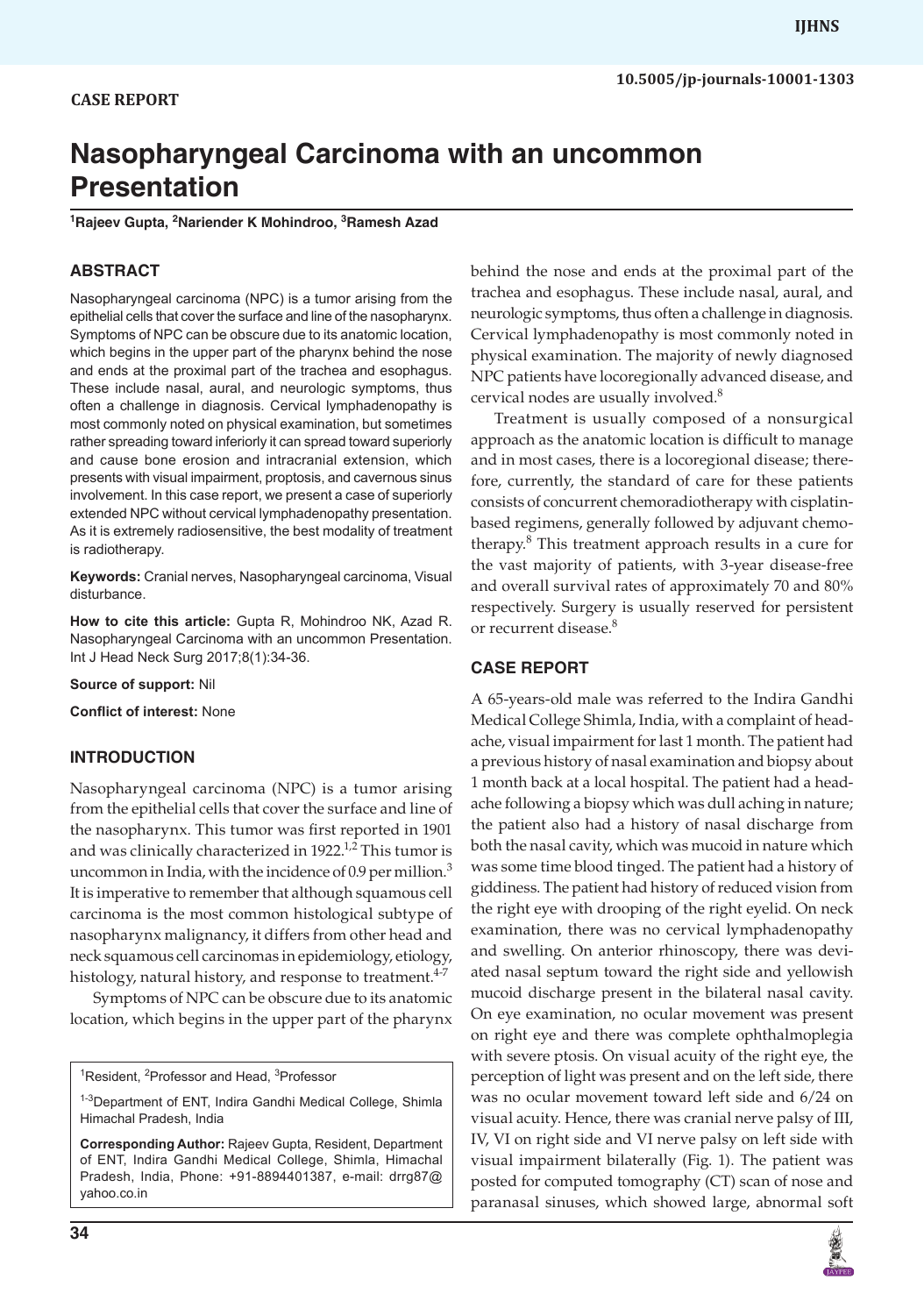CASE REPORT

# Nasopharyngeal Carcinoma with an uncommon Presentation

[1]Rajeev Gupta, [2]Nariender K Mohindroo, [3]Ramesh Azad

## ABSTRACT

Nasopharyngeal carcinoma (NPC) is a tumor arising from the epithelial cells that cover the surface and line of the nasopharynx. Symptoms of NPC can be obscure due to its anatomic location, which begins in the upper part of the pharynx behind the nose and ends at the proximal part of the trachea and esophagus. These include nasal, aural, and neurologic symptoms, thus often a challenge in diagnosis. Cervical lymphadenopathy is most commonly noted on physical examination, but sometimes rather spreading toward inferiorly it can spread toward superiorly and cause bone erosion and intracranial extension, which presents with visual impairment, proptosis, and cavernous sinus involvement. In this case report, we present a case of superiorly extended NPC without cervical lymphadenopathy presentation. As it is extremely radiosensitive, the best modality of treatment is radiotherapy.

**Keywords:** Cranial nerves, Nasopharyngeal carcinoma, Visual disturbance.

**How to cite this article:** Gupta R, Mohindroo NK, Azad R. Nasopharyngeal Carcinoma with an uncommon Presentation. Int J Head Neck Surg 2017;8(1):34-36.

**Source of support:** Nil

**Conflict of interest:** None

## INTRODUCTION

Nasopharyngeal carcinoma (NPC) is a tumor arising from the epithelial cells that cover the surface and line of the nasopharynx. This tumor was first reported in 1901 and was clinically characterized in 1922.[1,2] This tumor is uncommon in India, with the incidence of 0.9 per million.[3] It is imperative to remember that although squamous cell carcinoma is the most common histological subtype of nasopharynx malignancy, it differs from other head and neck squamous cell carcinomas in epidemiology, etiology, histology, natural history, and response to treatment.[4-7]

Symptoms of NPC can be obscure due to its anatomic location, which begins in the upper part of the pharynx behind the nose and ends at the proximal part of the trachea and esophagus. These include nasal, aural, and neurologic symptoms, thus often a challenge in diagnosis. Cervical lymphadenopathy is most commonly noted in physical examination. The majority of newly diagnosed NPC patients have locoregionally advanced disease, and cervical nodes are usually involved.[8]

Treatment is usually composed of a nonsurgical approach as the anatomic location is difficult to manage and in most cases, there is a locoregional disease; therefore, currently, the standard of care for these patients consists of concurrent chemoradiotherapy with cisplatin-based regimens, generally followed by adjuvant chemotherapy.[8] This treatment approach results in a cure for the vast majority of patients, with 3-year disease-free and overall survival rates of approximately 70 and 80% respectively. Surgery is usually reserved for persistent or recurrent disease.[8]

## CASE REPORT

A 65-years-old male was referred to the Indira Gandhi Medical College Shimla, India, with a complaint of headache, visual impairment for last 1 month. The patient had a previous history of nasal examination and biopsy about 1 month back at a local hospital. The patient had a headache following a biopsy which was dull aching in nature; the patient also had a history of nasal discharge from both the nasal cavity, which was mucoid in nature which was some time blood tinged. The patient had a history of giddiness. The patient had history of reduced vision from the right eye with drooping of the right eyelid. On neck examination, there was no cervical lymphadenopathy and swelling. On anterior rhinoscopy, there was deviated nasal septum toward the right side and yellowish mucoid discharge present in the bilateral nasal cavity. On eye examination, no ocular movement was present on right eye and there was complete ophthalmoplegia with severe ptosis. On visual acuity of the right eye, the perception of light was present and on the left side, there was no ocular movement toward left side and 6/24 on visual acuity. Hence, there was cranial nerve palsy of III, IV, VI on right side and VI nerve palsy on left side with visual impairment bilaterally (Fig. 1). The patient was posted for computed tomography (CT) scan of nose and paranasal sinuses, which showed large, abnormal soft

---

[1]Resident, [2]Professor and Head, [3]Professor

[1-3]Department of ENT, Indira Gandhi Medical College, Shimla Himachal Pradesh, India

**Corresponding Author:** Rajeev Gupta, Resident, Department of ENT, Indira Gandhi Medical College, Shimla, Himachal Pradesh, India, Phone: +91-8894401387, e-mail: drrg87@yahoo.co.in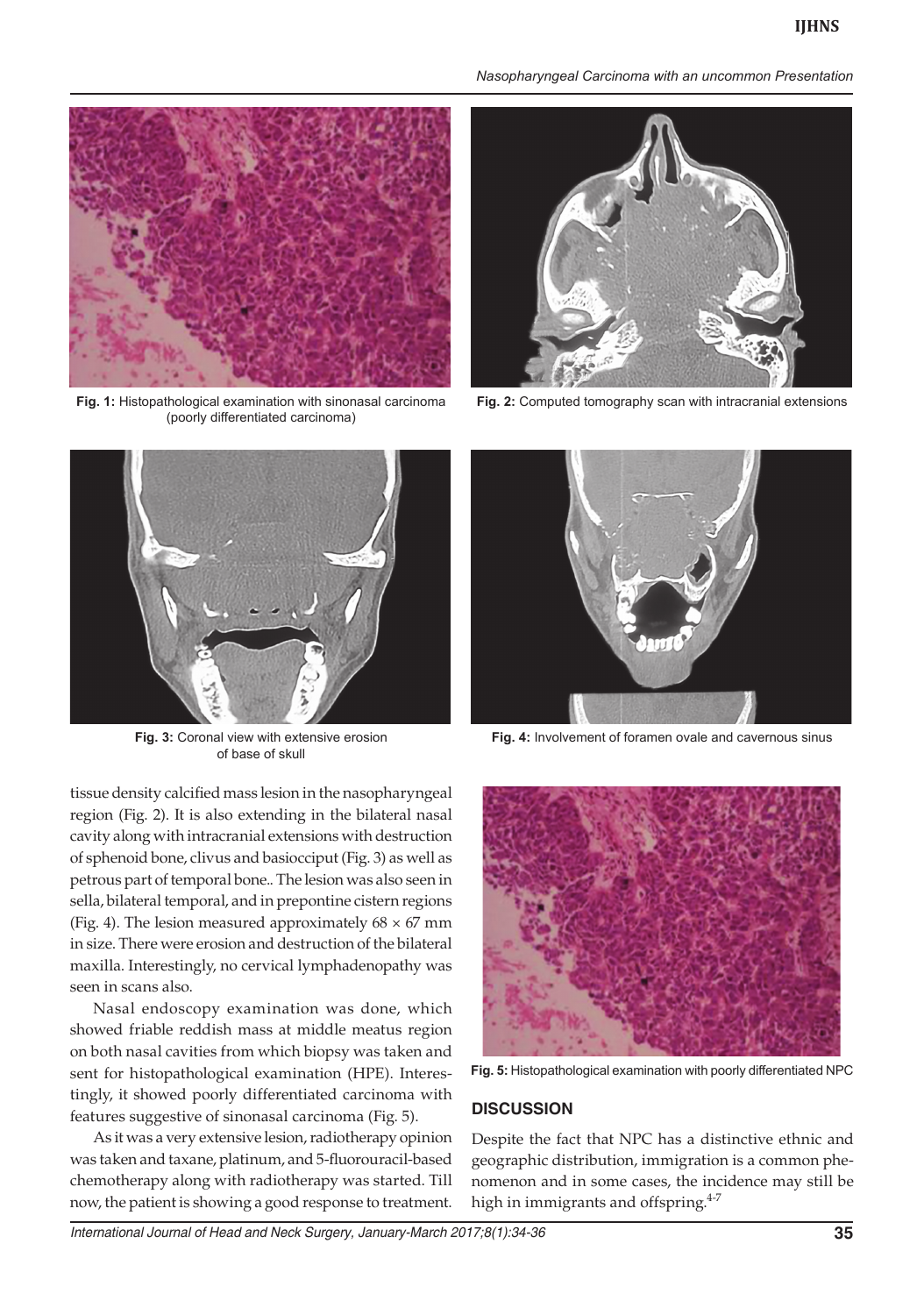Fig. 1: Histopathological examination with sinonasal carcinoma (poorly differentiated carcinoma)

Fig. 2: Computed tomography scan with intracranial extensions

Fig. 3: Coronal view with extensive erosion of base of skull

Fig. 4: Involvement of foramen ovale and cavernous sinus

tissue density calcified mass lesion in the nasopharyngeal region (Fig. 2). It is also extending in the bilateral nasal cavity along with intracranial extensions with destruction of sphenoid bone, clivus and basiocciput (Fig. 3) as well as petrous part of temporal bone.. The lesion was also seen in sella, bilateral temporal, and in prepontine cistern regions (Fig. 4). The lesion measured approximately 68 × 67 mm in size. There were erosion and destruction of the bilateral maxilla. Interestingly, no cervical lymphadenopathy was seen in scans also.

Nasal endoscopy examination was done, which showed friable reddish mass at middle meatus region on both nasal cavities from which biopsy was taken and sent for histopathological examination (HPE). Interestingly, it showed poorly differentiated carcinoma with features suggestive of sinonasal carcinoma (Fig. 5).

As it was a very extensive lesion, radiotherapy opinion was taken and taxane, platinum, and 5-fluorouracil-based chemotherapy along with radiotherapy was started. Till now, the patient is showing a good response to treatment.

Fig. 5: Histopathological examination with poorly differentiated NPC

## DISCUSSION

Despite the fact that NPC has a distinctive ethnic and geographic distribution, immigration is a common phenomenon and in some cases, the incidence may still be high in immigrants and offspring.[4-7]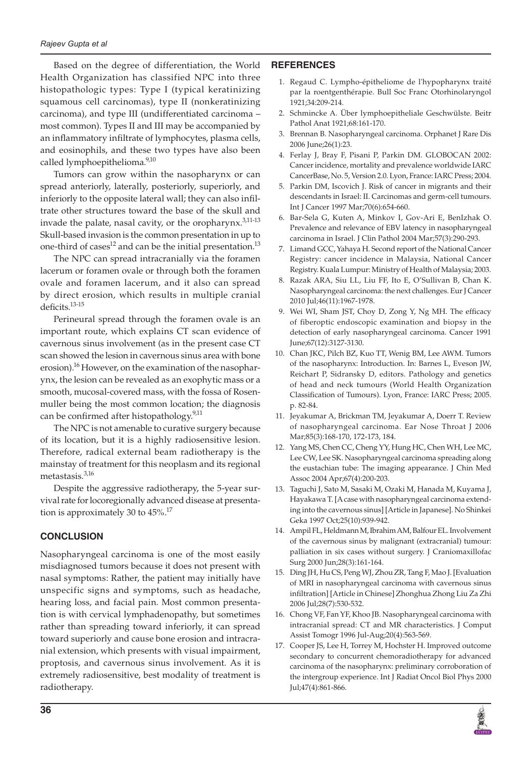Based on the degree of differentiation, the World Health Organization has classified NPC into three histopathologic types: Type I (typical keratinizing squamous cell carcinomas), type II (nonkeratinizing carcinoma), and type III (undifferentiated carcinoma – most common). Types II and III may be accompanied by an inflammatory infiltrate of lymphocytes, plasma cells, and eosinophils, and these two types have also been called lymphoepithelioma.[9,10]

Tumors can grow within the nasopharynx or can spread anteriorly, laterally, posteriorly, superiorly, and inferiorly to the opposite lateral wall; they can also infiltrate other structures toward the base of the skull and invade the palate, nasal cavity, or the oropharynx.[3,11-13] Skull-based invasion is the common presentation in up to one-third of cases[12] and can be the initial presentation.[13]

The NPC can spread intracranially via the foramen lacerum or foramen ovale or through both the foramen ovale and foramen lacerum, and it also can spread by direct erosion, which results in multiple cranial deficits.[13-15]

Perineural spread through the foramen ovale is an important route, which explains CT scan evidence of cavernous sinus involvement (as in the present case CT scan showed the lesion in cavernous sinus area with bone erosion).[16] However, on the examination of the nasopharynx, the lesion can be revealed as an exophytic mass or a smooth, mucosal-covered mass, with the fossa of Rosenmuller being the most common location; the diagnosis can be confirmed after histopathology.[9,11]

The NPC is not amenable to curative surgery because of its location, but it is a highly radiosensitive lesion. Therefore, radical external beam radiotherapy is the mainstay of treatment for this neoplasm and its regional metastasis.[3,16]

Despite the aggressive radiotherapy, the 5-year survival rate for locoregionally advanced disease at presentation is approximately 30 to 45%.[17]

## CONCLUSION

Nasopharyngeal carcinoma is one of the most easily misdiagnosed tumors because it does not present with nasal symptoms: Rather, the patient may initially have unspecific signs and symptoms, such as headache, hearing loss, and facial pain. Most common presentation is with cervical lymphadenopathy, but sometimes rather than spreading toward inferiorly, it can spread toward superiorly and cause bone erosion and intracranial extension, which presents with visual impairment, proptosis, and cavernous sinus involvement. As it is extremely radiosensitive, best modality of treatment is radiotherapy.

## REFERENCES

1. Regaud C. Lympho-épitheliome de l'hypopharynx traité par la roentgenthérapie. Bull Soc Franc Otorhinolaryngol 1921;34:209-214.
2. Schmincke A. Über lymphoepitheliale Geschwülste. Beitr Pathol Anat 1921;68:161-170.
3. Brennan B. Nasopharyngeal carcinoma. Orphanet J Rare Dis 2006 June;26(1):23.
4. Ferlay J, Bray F, Pisani P, Parkin DM. GLOBOCAN 2002: Cancer incidence, mortality and prevalence worldwide IARC CancerBase, No. 5, Version 2.0. Lyon, France: IARC Press; 2004.
5. Parkin DM, Iscovich J. Risk of cancer in migrants and their descendants in Israel: II. Carcinomas and germ-cell tumours. Int J Cancer 1997 Mar;70(6):654-660.
6. Bar-Sela G, Kuten A, Minkov I, Gov-Ari E, BenIzhak O. Prevalence and relevance of EBV latency in nasopharyngeal carcinoma in Israel. J Clin Pathol 2004 Mar;57(3):290-293.
7. Limand GCC, Yahaya H. Second report of the National Cancer Registry: cancer incidence in Malaysia, National Cancer Registry. Kuala Lumpur: Ministry of Health of Malaysia; 2003.
8. Razak ARA, Siu LL, Liu FF, Ito E, O'Sullivan B, Chan K. Nasopharyngeal carcinoma: the next challenges. Eur J Cancer 2010 Jul;46(11):1967-1978.
9. Wei WI, Sham JST, Choy D, Zong Y, Ng MH. The efficacy of fiberoptic endoscopic examination and biopsy in the detection of early nasopharyngeal carcinoma. Cancer 1991 June;67(12):3127-3130.
10. Chan JKC, Pilch BZ, Kuo TT, Wenig BM, Lee AWM. Tumors of the nasopharynx: Introduction. In: Barnes L, Eveson JW, Reichart P, Sidransky D, editors. Pathology and genetics of head and neck tumours (World Health Organization Classification of Tumours). Lyon, France: IARC Press; 2005. p. 82-84.
11. Jeyakumar A, Brickman TM, Jeyakumar A, Doerr T. Review of nasopharyngeal carcinoma. Ear Nose Throat J 2006 Mar;85(3):168-170, 172-173, 184.
12. Yang MS, Chen CC, Cheng YY, Hung HC, Chen WH, Lee MC, Lee CW, Lee SK. Nasopharyngeal carcinoma spreading along the eustachian tube: The imaging appearance. J Chin Med Assoc 2004 Apr;67(4):200-203.
13. Taguchi J, Sato M, Sasaki M, Ozaki M, Hanada M, Kuyama J, Hayakawa T. [A case with nasopharyngeal carcinoma extending into the cavernous sinus] [Article in Japanese]. No Shinkei Geka 1997 Oct;25(10):939-942.
14. Ampil FL, Heldmann M, Ibrahim AM, Balfour EL. Involvement of the cavernous sinus by malignant (extracranial) tumour: palliation in six cases without surgery. J Craniomaxillofac Surg 2000 Jun;28(3):161-164.
15. Ding JH, Hu CS, Peng WJ, Zhou ZR, Tang F, Mao J. [Evaluation of MRI in nasopharyngeal carcinoma with cavernous sinus infiltration] [Article in Chinese] Zhonghua Zhong Liu Za Zhi 2006 Jul;28(7):530-532.
16. Chong VF, Fan YF, Khoo JB. Nasopharyngeal carcinoma with intracranial spread: CT and MR characteristics. J Comput Assist Tomogr 1996 Jul-Aug;20(4):563-569.
17. Cooper JS, Lee H, Torrey M, Hochster H. Improved outcome secondary to concurrent chemoradiotherapy for advanced carcinoma of the nasopharynx: preliminary corroboration of the intergroup experience. Int J Radiat Oncol Biol Phys 2000 Jul;47(4):861-866.